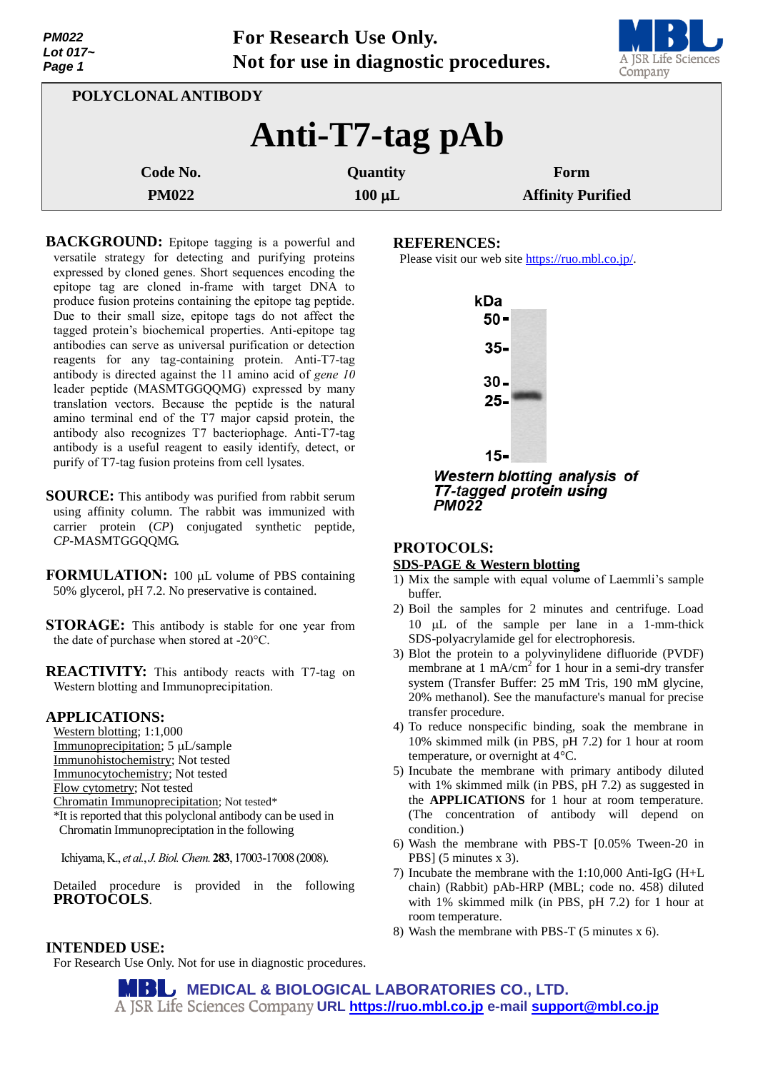For Research Use Only.
Not for use in diagnostic procedures.

POLYCLONAL ANTIBODY

# Anti-T7-tag pAb

| Code No. | Quantity | Form |
|---|---|---|
| PM022 | 100 µL | Affinity Purified |

**BACKGROUND:** Epitope tagging is a powerful and versatile strategy for detecting and purifying proteins expressed by cloned genes. Short sequences encoding the epitope tag are cloned in-frame with target DNA to produce fusion proteins containing the epitope tag peptide. Due to their small size, epitope tags do not affect the tagged protein's biochemical properties. Anti-epitope tag antibodies can serve as universal purification or detection reagents for any tag-containing protein. Anti-T7-tag antibody is directed against the 11 amino acid of *gene 10* leader peptide (MASMTGGQQMG) expressed by many translation vectors. Because the peptide is the natural amino terminal end of the T7 major capsid protein, the antibody also recognizes T7 bacteriophage. Anti-T7-tag antibody is a useful reagent to easily identify, detect, or purify of T7-tag fusion proteins from cell lysates.

**SOURCE:** This antibody was purified from rabbit serum using affinity column. The rabbit was immunized with carrier protein (*CP*) conjugated synthetic peptide, *CP*-MASMTGGQQMG.

**FORMULATION:** 100 µL volume of PBS containing 50% glycerol, pH 7.2. No preservative is contained.

**STORAGE:** This antibody is stable for one year from the date of purchase when stored at -20°C.

**REACTIVITY:** This antibody reacts with T7-tag on Western blotting and Immunoprecipitation.

**APPLICATIONS:**

Western blotting; 1:1,000
Immunoprecipitation; 5 µL/sample
Immunohistochemistry; Not tested
Immunocytochemistry; Not tested
Flow cytometry; Not tested
Chromatin Immunoprecipitation; Not tested*
*It is reported that this polyclonal antibody can be used in Chromatin Immunopreciptation in the following

Ichiyama, K., *et al.*, *J. Biol. Chem.* **283**, 17003-17008 (2008).

Detailed procedure is provided in the following **PROTOCOLS**.

**INTENDED USE:**
For Research Use Only. Not for use in diagnostic procedures.

**REFERENCES:**
Please visit our web site https://ruo.mbl.co.jp/.

kDa
50-
35-
30-
25-
15-

*Western blotting analysis of T7-tagged protein using PM022*

**PROTOCOLS:**

**SDS-PAGE & Western blotting**

1) Mix the sample with equal volume of Laemmli's sample buffer.
2) Boil the samples for 2 minutes and centrifuge. Load 10 µL of the sample per lane in a 1-mm-thick SDS-polyacrylamide gel for electrophoresis.
3) Blot the protein to a polyvinylidene difluoride (PVDF) membrane at 1 mA/cm$^2$ for 1 hour in a semi-dry transfer system (Transfer Buffer: 25 mM Tris, 190 mM glycine, 20% methanol). See the manufacture's manual for precise transfer procedure.
4) To reduce nonspecific binding, soak the membrane in 10% skimmed milk (in PBS, pH 7.2) for 1 hour at room temperature, or overnight at 4°C.
5) Incubate the membrane with primary antibody diluted with 1% skimmed milk (in PBS, pH 7.2) as suggested in the **APPLICATIONS** for 1 hour at room temperature. (The concentration of antibody will depend on condition.)
6) Wash the membrane with PBS-T [0.05% Tween-20 in PBS] (5 minutes x 3).
7) Incubate the membrane with the 1:10,000 Anti-IgG (H+L chain) (Rabbit) pAb-HRP (MBL; code no. 458) diluted with 1% skimmed milk (in PBS, pH 7.2) for 1 hour at room temperature.
8) Wash the membrane with PBS-T (5 minutes x 6).

MEDICAL & BIOLOGICAL LABORATORIES CO., LTD.
A JSR Life Sciences Company URL https://ruo.mbl.co.jp e-mail support@mbl.co.jp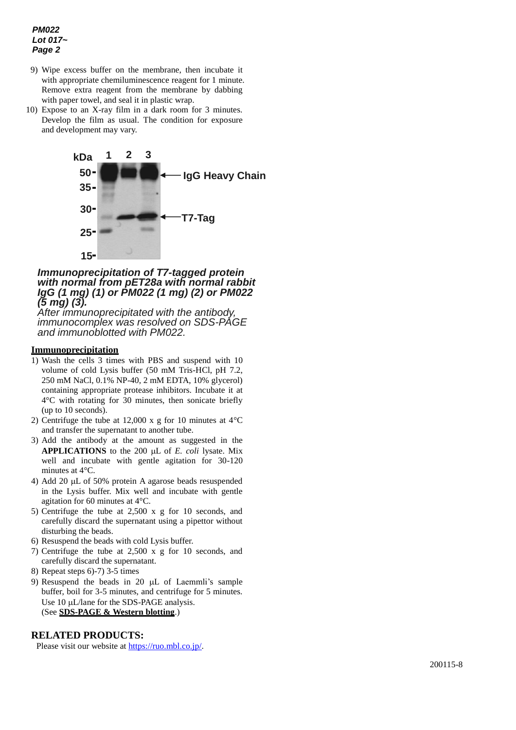9) Wipe excess buffer on the membrane, then incubate it with appropriate chemiluminescence reagent for 1 minute. Remove extra reagent from the membrane by dabbing with paper towel, and seal it in plastic wrap.
10) Expose to an X-ray film in a dark room for 3 minutes. Develop the film as usual. The condition for exposure and development may vary.

kDa 1 2 3
50
35
30
25
15
IgG Heavy Chain
T7-Tag

***Immunoprecipitation of T7-tagged protein with normal from pET28a with normal rabbit IgG (1 mg) (1) or PM022 (1 mg) (2) or PM022 (5 mg) (3).***
*After immunoprecipitated with the antibody, immunocomplex was resolved on SDS-PAGE and immunoblotted with PM022.*

## Immunoprecipitation

1) Wash the cells 3 times with PBS and suspend with 10 volume of cold Lysis buffer (50 mM Tris-HCl, pH 7.2, 250 mM NaCl, 0.1% NP-40, 2 mM EDTA, 10% glycerol) containing appropriate protease inhibitors. Incubate it at 4°C with rotating for 30 minutes, then sonicate briefly (up to 10 seconds).
2) Centrifuge the tube at 12,000 x g for 10 minutes at 4°C and transfer the supernatant to another tube.
3) Add the antibody at the amount as suggested in the **APPLICATIONS** to the 200 μL of *E. coli* lysate. Mix well and incubate with gentle agitation for 30-120 minutes at 4°C.
4) Add 20 μL of 50% protein A agarose beads resuspended in the Lysis buffer. Mix well and incubate with gentle agitation for 60 minutes at 4°C.
5) Centrifuge the tube at 2,500 x g for 10 seconds, and carefully discard the supernatant using a pipettor without disturbing the beads.
6) Resuspend the beads with cold Lysis buffer.
7) Centrifuge the tube at 2,500 x g for 10 seconds, and carefully discard the supernatant.
8) Repeat steps 6)-7) 3-5 times
9) Resuspend the beads in 20 μL of Laemmli's sample buffer, boil for 3-5 minutes, and centrifuge for 5 minutes. Use 10 μL/lane for the SDS-PAGE analysis. (See **SDS-PAGE & Western blotting**.)

## RELATED PRODUCTS:

Please visit our website at https://ruo.mbl.co.jp/.

200115-8